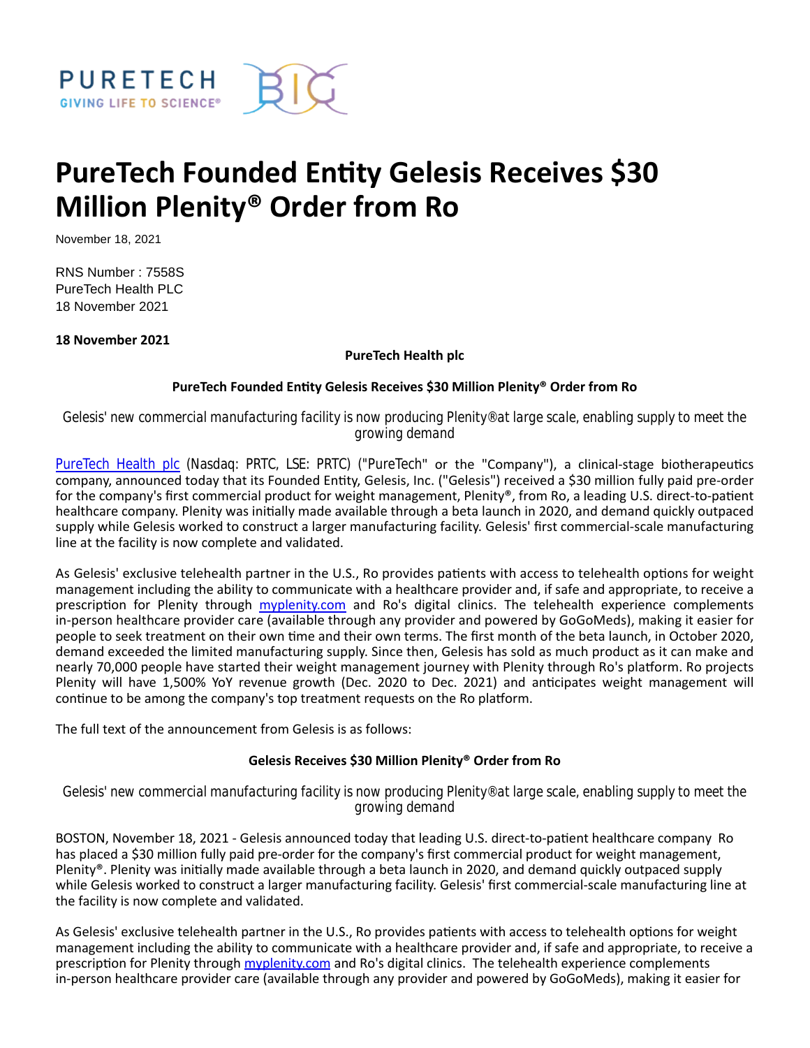# PureTech Founded Entity Gelesis Receives $30 Million Plenity® Order from Ro

November 18, 2021

RNS Number : 7558S
PureTech Health PLC
18 November 2021

**18 November 2021**

**PureTech Health plc**

**PureTech Founded Entity Gelesis Receives $30 Million Plenity® Order from Ro**

*Gelesis' new commercial manufacturing facility is now producing Plenity®at large scale, enabling supply to meet the growing demand*

[PureTech Health plc](https://puretechhealth.com) (Nasdaq: PRTC, LSE: PRTC) ("PureTech" or the "Company"), a clinical-stage biotherapeutics company, announced today that its Founded Entity, Gelesis, Inc. ("Gelesis") received a $30 million fully paid pre-order for the company's first commercial product for weight management, Plenity®, from Ro, a leading U.S. direct-to-patient healthcare company. Plenity was initially made available through a beta launch in 2020, and demand quickly outpaced supply while Gelesis worked to construct a larger manufacturing facility. Gelesis' first commercial-scale manufacturing line at the facility is now complete and validated.

As Gelesis' exclusive telehealth partner in the U.S., Ro provides patients with access to telehealth options for weight management including the ability to communicate with a healthcare provider and, if safe and appropriate, to receive a prescription for Plenity through [myplenity.com](https://myplenity.com) and Ro's digital clinics. The telehealth experience complements in-person healthcare provider care (available through any provider and powered by GoGoMeds), making it easier for people to seek treatment on their own time and their own terms. The first month of the beta launch, in October 2020, demand exceeded the limited manufacturing supply. Since then, Gelesis has sold as much product as it can make and nearly 70,000 people have started their weight management journey with Plenity through Ro's platform. Ro projects Plenity will have 1,500% YoY revenue growth (Dec. 2020 to Dec. 2021) and anticipates weight management will continue to be among the company's top treatment requests on the Ro platform.

The full text of the announcement from Gelesis is as follows:

**Gelesis Receives $30 Million Plenity® Order from Ro**

*Gelesis' new commercial manufacturing facility is now producing Plenity®at large scale, enabling supply to meet the growing demand*

BOSTON, November 18, 2021 - Gelesis announced today that leading U.S. direct-to-patient healthcare company Ro has placed a $30 million fully paid pre-order for the company's first commercial product for weight management, Plenity®. Plenity was initially made available through a beta launch in 2020, and demand quickly outpaced supply while Gelesis worked to construct a larger manufacturing facility. Gelesis' first commercial-scale manufacturing line at the facility is now complete and validated.

As Gelesis' exclusive telehealth partner in the U.S., Ro provides patients with access to telehealth options for weight management including the ability to communicate with a healthcare provider and, if safe and appropriate, to receive a prescription for Plenity through [myplenity.com](https://myplenity.com) and Ro's digital clinics. The telehealth experience complements in-person healthcare provider care (available through any provider and powered by GoGoMeds), making it easier for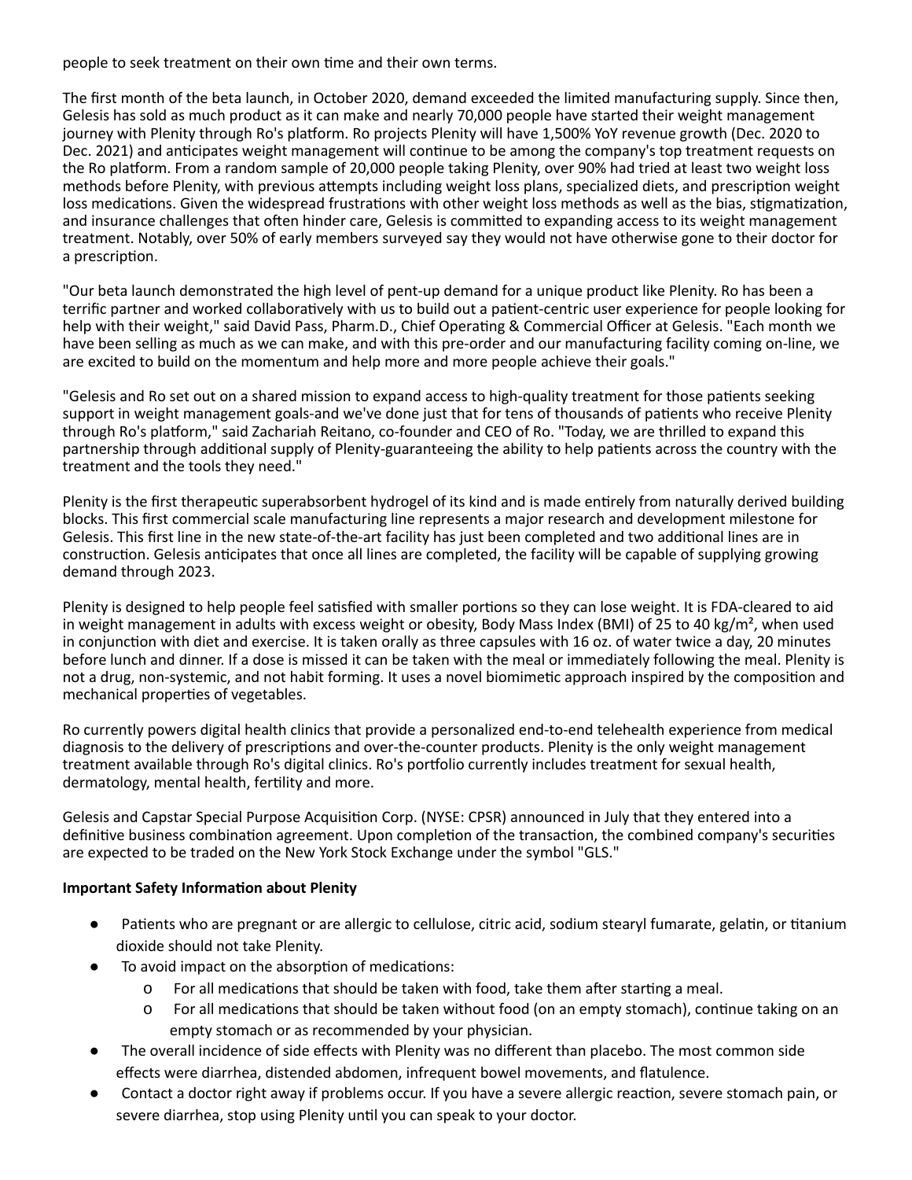people to seek treatment on their own time and their own terms.

The first month of the beta launch, in October 2020, demand exceeded the limited manufacturing supply. Since then, Gelesis has sold as much product as it can make and nearly 70,000 people have started their weight management journey with Plenity through Ro's platform. Ro projects Plenity will have 1,500% YoY revenue growth (Dec. 2020 to Dec. 2021) and anticipates weight management will continue to be among the company's top treatment requests on the Ro platform. From a random sample of 20,000 people taking Plenity, over 90% had tried at least two weight loss methods before Plenity, with previous attempts including weight loss plans, specialized diets, and prescription weight loss medications. Given the widespread frustrations with other weight loss methods as well as the bias, stigmatization, and insurance challenges that often hinder care, Gelesis is committed to expanding access to its weight management treatment. Notably, over 50% of early members surveyed say they would not have otherwise gone to their doctor for a prescription.

"Our beta launch demonstrated the high level of pent-up demand for a unique product like Plenity. Ro has been a terrific partner and worked collaboratively with us to build out a patient-centric user experience for people looking for help with their weight," said David Pass, Pharm.D., Chief Operating & Commercial Officer at Gelesis. "Each month we have been selling as much as we can make, and with this pre-order and our manufacturing facility coming on-line, we are excited to build on the momentum and help more and more people achieve their goals."

"Gelesis and Ro set out on a shared mission to expand access to high-quality treatment for those patients seeking support in weight management goals-and we've done just that for tens of thousands of patients who receive Plenity through Ro's platform," said Zachariah Reitano, co-founder and CEO of Ro. "Today, we are thrilled to expand this partnership through additional supply of Plenity-guaranteeing the ability to help patients across the country with the treatment and the tools they need."

Plenity is the first therapeutic superabsorbent hydrogel of its kind and is made entirely from naturally derived building blocks. This first commercial scale manufacturing line represents a major research and development milestone for Gelesis. This first line in the new state-of-the-art facility has just been completed and two additional lines are in construction. Gelesis anticipates that once all lines are completed, the facility will be capable of supplying growing demand through 2023.

Plenity is designed to help people feel satisfied with smaller portions so they can lose weight. It is FDA-cleared to aid in weight management in adults with excess weight or obesity, Body Mass Index (BMI) of 25 to 40 kg/m², when used in conjunction with diet and exercise. It is taken orally as three capsules with 16 oz. of water twice a day, 20 minutes before lunch and dinner. If a dose is missed it can be taken with the meal or immediately following the meal. Plenity is not a drug, non-systemic, and not habit forming. It uses a novel biomimetic approach inspired by the composition and mechanical properties of vegetables.

Ro currently powers digital health clinics that provide a personalized end-to-end telehealth experience from medical diagnosis to the delivery of prescriptions and over-the-counter products. Plenity is the only weight management treatment available through Ro's digital clinics. Ro's portfolio currently includes treatment for sexual health, dermatology, mental health, fertility and more.

Gelesis and Capstar Special Purpose Acquisition Corp. (NYSE: CPSR) announced in July that they entered into a definitive business combination agreement. Upon completion of the transaction, the combined company's securities are expected to be traded on the New York Stock Exchange under the symbol "GLS."

**Important Safety Information about Plenity**

- Patients who are pregnant or are allergic to cellulose, citric acid, sodium stearyl fumarate, gelatin, or titanium dioxide should not take Plenity.
- To avoid impact on the absorption of medications:
  - For all medications that should be taken with food, take them after starting a meal.
  - For all medications that should be taken without food (on an empty stomach), continue taking on an empty stomach or as recommended by your physician.
- The overall incidence of side effects with Plenity was no different than placebo. The most common side effects were diarrhea, distended abdomen, infrequent bowel movements, and flatulence.
- Contact a doctor right away if problems occur. If you have a severe allergic reaction, severe stomach pain, or severe diarrhea, stop using Plenity until you can speak to your doctor.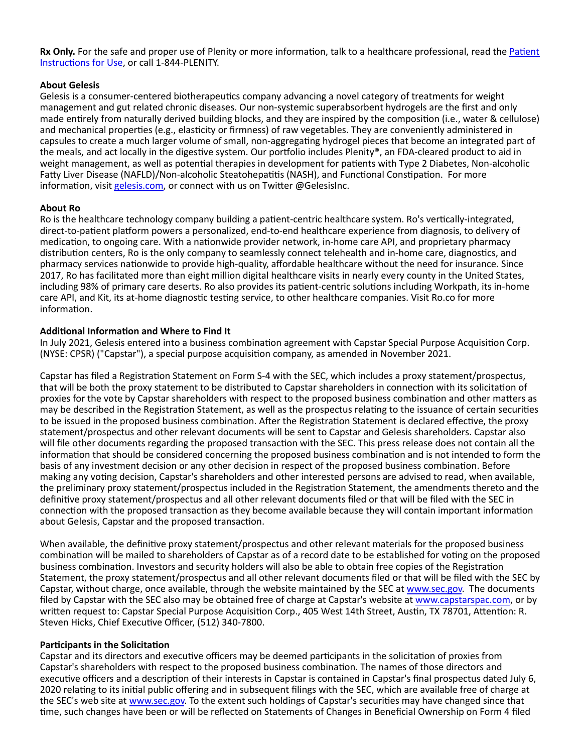**Rx Only.** For the safe and proper use of Plenity or more information, talk to a healthcare professional, read the Patient Instructions for Use, or call 1-844-PLENITY.

**About Gelesis**

Gelesis is a consumer-centered biotherapeutics company advancing a novel category of treatments for weight management and gut related chronic diseases. Our non-systemic superabsorbent hydrogels are the first and only made entirely from naturally derived building blocks, and they are inspired by the composition (i.e., water & cellulose) and mechanical properties (e.g., elasticity or firmness) of raw vegetables. They are conveniently administered in capsules to create a much larger volume of small, non-aggregating hydrogel pieces that become an integrated part of the meals, and act locally in the digestive system. Our portfolio includes Plenity®, an FDA-cleared product to aid in weight management, as well as potential therapies in development for patients with Type 2 Diabetes, Non-alcoholic Fatty Liver Disease (NAFLD)/Non-alcoholic Steatohepatitis (NASH), and Functional Constipation. For more information, visit gelesis.com, or connect with us on Twitter @GelesisInc.

**About Ro**

Ro is the healthcare technology company building a patient-centric healthcare system. Ro's vertically-integrated, direct-to-patient platform powers a personalized, end-to-end healthcare experience from diagnosis, to delivery of medication, to ongoing care. With a nationwide provider network, in-home care API, and proprietary pharmacy distribution centers, Ro is the only company to seamlessly connect telehealth and in-home care, diagnostics, and pharmacy services nationwide to provide high-quality, affordable healthcare without the need for insurance. Since 2017, Ro has facilitated more than eight million digital healthcare visits in nearly every county in the United States, including 98% of primary care deserts. Ro also provides its patient-centric solutions including Workpath, its in-home care API, and Kit, its at-home diagnostic testing service, to other healthcare companies. Visit Ro.co for more information.

**Additional Information and Where to Find It**

In July 2021, Gelesis entered into a business combination agreement with Capstar Special Purpose Acquisition Corp. (NYSE: CPSR) ("Capstar"), a special purpose acquisition company, as amended in November 2021.

Capstar has filed a Registration Statement on Form S-4 with the SEC, which includes a proxy statement/prospectus, that will be both the proxy statement to be distributed to Capstar shareholders in connection with its solicitation of proxies for the vote by Capstar shareholders with respect to the proposed business combination and other matters as may be described in the Registration Statement, as well as the prospectus relating to the issuance of certain securities to be issued in the proposed business combination. After the Registration Statement is declared effective, the proxy statement/prospectus and other relevant documents will be sent to Capstar and Gelesis shareholders. Capstar also will file other documents regarding the proposed transaction with the SEC. This press release does not contain all the information that should be considered concerning the proposed business combination and is not intended to form the basis of any investment decision or any other decision in respect of the proposed business combination. Before making any voting decision, Capstar's shareholders and other interested persons are advised to read, when available, the preliminary proxy statement/prospectus included in the Registration Statement, the amendments thereto and the definitive proxy statement/prospectus and all other relevant documents filed or that will be filed with the SEC in connection with the proposed transaction as they become available because they will contain important information about Gelesis, Capstar and the proposed transaction.

When available, the definitive proxy statement/prospectus and other relevant materials for the proposed business combination will be mailed to shareholders of Capstar as of a record date to be established for voting on the proposed business combination. Investors and security holders will also be able to obtain free copies of the Registration Statement, the proxy statement/prospectus and all other relevant documents filed or that will be filed with the SEC by Capstar, without charge, once available, through the website maintained by the SEC at www.sec.gov. The documents filed by Capstar with the SEC also may be obtained free of charge at Capstar's website at www.capstarspac.com, or by written request to: Capstar Special Purpose Acquisition Corp., 405 West 14th Street, Austin, TX 78701, Attention: R. Steven Hicks, Chief Executive Officer, (512) 340-7800.

**Participants in the Solicitation**

Capstar and its directors and executive officers may be deemed participants in the solicitation of proxies from Capstar's shareholders with respect to the proposed business combination. The names of those directors and executive officers and a description of their interests in Capstar is contained in Capstar's final prospectus dated July 6, 2020 relating to its initial public offering and in subsequent filings with the SEC, which are available free of charge at the SEC's web site at www.sec.gov. To the extent such holdings of Capstar's securities may have changed since that time, such changes have been or will be reflected on Statements of Changes in Beneficial Ownership on Form 4 filed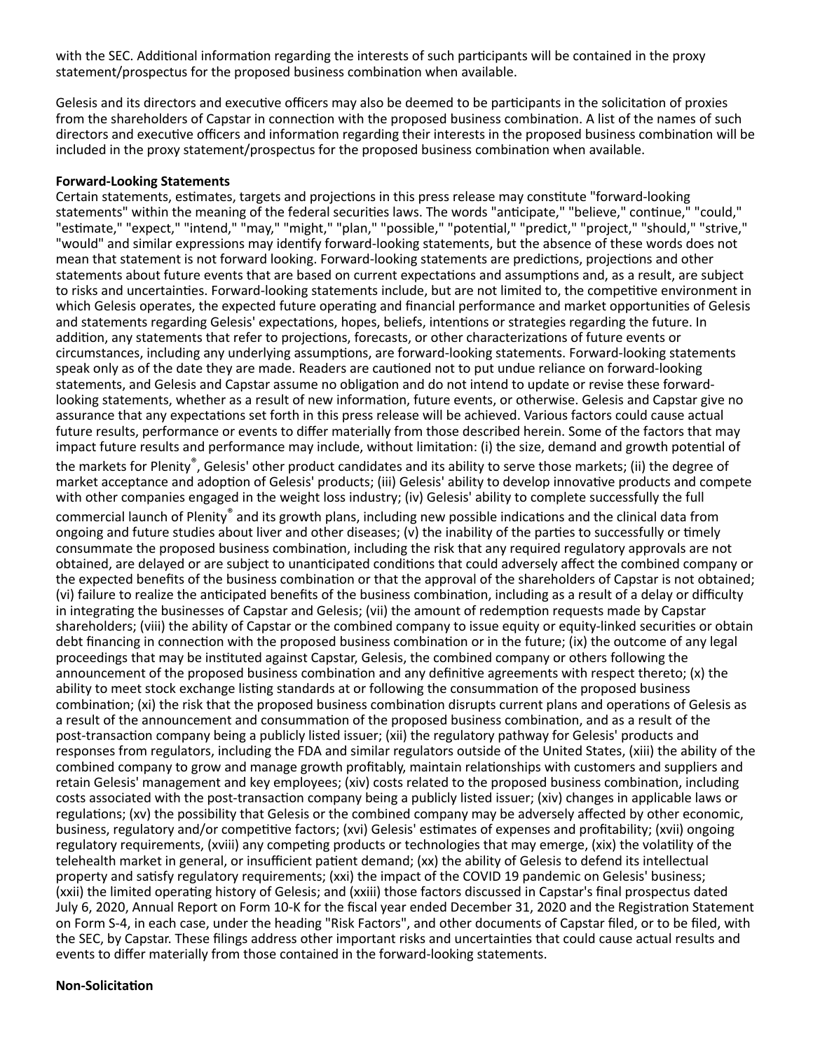with the SEC. Additional information regarding the interests of such participants will be contained in the proxy statement/prospectus for the proposed business combination when available.

Gelesis and its directors and executive officers may also be deemed to be participants in the solicitation of proxies from the shareholders of Capstar in connection with the proposed business combination. A list of the names of such directors and executive officers and information regarding their interests in the proposed business combination will be included in the proxy statement/prospectus for the proposed business combination when available.

**Forward-Looking Statements**

Certain statements, estimates, targets and projections in this press release may constitute "forward-looking statements" within the meaning of the federal securities laws. The words "anticipate," "believe," continue," "could," "estimate," "expect," "intend," "may," "might," "plan," "possible," "potential," "predict," "project," "should," "strive," "would" and similar expressions may identify forward-looking statements, but the absence of these words does not mean that statement is not forward looking. Forward-looking statements are predictions, projections and other statements about future events that are based on current expectations and assumptions and, as a result, are subject to risks and uncertainties. Forward-looking statements include, but are not limited to, the competitive environment in which Gelesis operates, the expected future operating and financial performance and market opportunities of Gelesis and statements regarding Gelesis' expectations, hopes, beliefs, intentions or strategies regarding the future. In addition, any statements that refer to projections, forecasts, or other characterizations of future events or circumstances, including any underlying assumptions, are forward-looking statements. Forward-looking statements speak only as of the date they are made. Readers are cautioned not to put undue reliance on forward-looking statements, and Gelesis and Capstar assume no obligation and do not intend to update or revise these forward-looking statements, whether as a result of new information, future events, or otherwise. Gelesis and Capstar give no assurance that any expectations set forth in this press release will be achieved. Various factors could cause actual future results, performance or events to differ materially from those described herein. Some of the factors that may impact future results and performance may include, without limitation: (i) the size, demand and growth potential of the markets for Plenity®, Gelesis' other product candidates and its ability to serve those markets; (ii) the degree of market acceptance and adoption of Gelesis' products; (iii) Gelesis' ability to develop innovative products and compete with other companies engaged in the weight loss industry; (iv) Gelesis' ability to complete successfully the full commercial launch of Plenity® and its growth plans, including new possible indications and the clinical data from ongoing and future studies about liver and other diseases; (v) the inability of the parties to successfully or timely consummate the proposed business combination, including the risk that any required regulatory approvals are not obtained, are delayed or are subject to unanticipated conditions that could adversely affect the combined company or the expected benefits of the business combination or that the approval of the shareholders of Capstar is not obtained; (vi) failure to realize the anticipated benefits of the business combination, including as a result of a delay or difficulty in integrating the businesses of Capstar and Gelesis; (vii) the amount of redemption requests made by Capstar shareholders; (viii) the ability of Capstar or the combined company to issue equity or equity-linked securities or obtain debt financing in connection with the proposed business combination or in the future; (ix) the outcome of any legal proceedings that may be instituted against Capstar, Gelesis, the combined company or others following the announcement of the proposed business combination and any definitive agreements with respect thereto; (x) the ability to meet stock exchange listing standards at or following the consummation of the proposed business combination; (xi) the risk that the proposed business combination disrupts current plans and operations of Gelesis as a result of the announcement and consummation of the proposed business combination, and as a result of the post-transaction company being a publicly listed issuer; (xii) the regulatory pathway for Gelesis' products and responses from regulators, including the FDA and similar regulators outside of the United States, (xiii) the ability of the combined company to grow and manage growth profitably, maintain relationships with customers and suppliers and retain Gelesis' management and key employees; (xiv) costs related to the proposed business combination, including costs associated with the post-transaction company being a publicly listed issuer; (xiv) changes in applicable laws or regulations; (xv) the possibility that Gelesis or the combined company may be adversely affected by other economic, business, regulatory and/or competitive factors; (xvi) Gelesis' estimates of expenses and profitability; (xvii) ongoing regulatory requirements, (xviii) any competing products or technologies that may emerge, (xix) the volatility of the telehealth market in general, or insufficient patient demand; (xx) the ability of Gelesis to defend its intellectual property and satisfy regulatory requirements; (xxi) the impact of the COVID 19 pandemic on Gelesis' business; (xxii) the limited operating history of Gelesis; and (xxiii) those factors discussed in Capstar's final prospectus dated July 6, 2020, Annual Report on Form 10-K for the fiscal year ended December 31, 2020 and the Registration Statement on Form S-4, in each case, under the heading "Risk Factors", and other documents of Capstar filed, or to be filed, with the SEC, by Capstar. These filings address other important risks and uncertainties that could cause actual results and events to differ materially from those contained in the forward-looking statements.

**Non-Solicitation**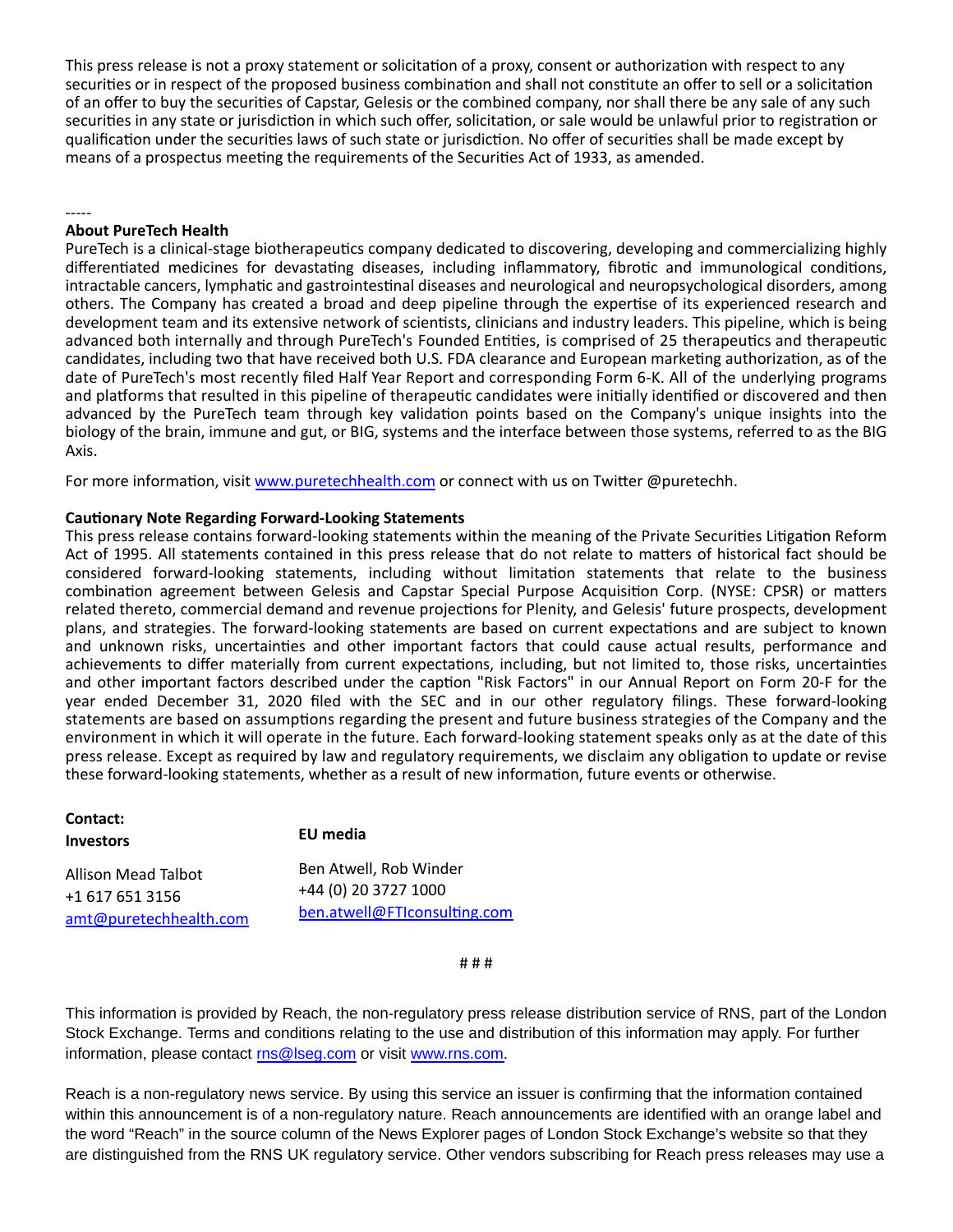This press release is not a proxy statement or solicitation of a proxy, consent or authorization with respect to any securities or in respect of the proposed business combination and shall not constitute an offer to sell or a solicitation of an offer to buy the securities of Capstar, Gelesis or the combined company, nor shall there be any sale of any such securities in any state or jurisdiction in which such offer, solicitation, or sale would be unlawful prior to registration or qualification under the securities laws of such state or jurisdiction. No offer of securities shall be made except by means of a prospectus meeting the requirements of the Securities Act of 1933, as amended.

-----

**About PureTech Health**

PureTech is a clinical-stage biotherapeutics company dedicated to discovering, developing and commercializing highly differentiated medicines for devastating diseases, including inflammatory, fibrotic and immunological conditions, intractable cancers, lymphatic and gastrointestinal diseases and neurological and neuropsychological disorders, among others. The Company has created a broad and deep pipeline through the expertise of its experienced research and development team and its extensive network of scientists, clinicians and industry leaders. This pipeline, which is being advanced both internally and through PureTech's Founded Entities, is comprised of 25 therapeutics and therapeutic candidates, including two that have received both U.S. FDA clearance and European marketing authorization, as of the date of PureTech's most recently filed Half Year Report and corresponding Form 6-K. All of the underlying programs and platforms that resulted in this pipeline of therapeutic candidates were initially identified or discovered and then advanced by the PureTech team through key validation points based on the Company's unique insights into the biology of the brain, immune and gut, or BIG, systems and the interface between those systems, referred to as the BIG Axis.

For more information, visit www.puretechhealth.com or connect with us on Twitter @puretechh.

**Cautionary Note Regarding Forward-Looking Statements**

This press release contains forward-looking statements within the meaning of the Private Securities Litigation Reform Act of 1995. All statements contained in this press release that do not relate to matters of historical fact should be considered forward-looking statements, including without limitation statements that relate to the business combination agreement between Gelesis and Capstar Special Purpose Acquisition Corp. (NYSE: CPSR) or matters related thereto, commercial demand and revenue projections for Plenity, and Gelesis' future prospects, development plans, and strategies. The forward-looking statements are based on current expectations and are subject to known and unknown risks, uncertainties and other important factors that could cause actual results, performance and achievements to differ materially from current expectations, including, but not limited to, those risks, uncertainties and other important factors described under the caption "Risk Factors" in our Annual Report on Form 20-F for the year ended December 31, 2020 filed with the SEC and in our other regulatory filings. These forward-looking statements are based on assumptions regarding the present and future business strategies of the Company and the environment in which it will operate in the future. Each forward-looking statement speaks only as at the date of this press release. Except as required by law and regulatory requirements, we disclaim any obligation to update or revise these forward-looking statements, whether as a result of new information, future events or otherwise.

**Contact:**

**Investors**

Allison Mead Talbot
+1 617 651 3156
amt@puretechhealth.com

**EU media**

Ben Atwell, Rob Winder
+44 (0) 20 3727 1000
ben.atwell@FTIconsulting.com

# # #

This information is provided by Reach, the non-regulatory press release distribution service of RNS, part of the London Stock Exchange. Terms and conditions relating to the use and distribution of this information may apply. For further information, please contact rns@lseg.com or visit www.rns.com.

Reach is a non-regulatory news service. By using this service an issuer is confirming that the information contained within this announcement is of a non-regulatory nature. Reach announcements are identified with an orange label and the word "Reach" in the source column of the News Explorer pages of London Stock Exchange's website so that they are distinguished from the RNS UK regulatory service. Other vendors subscribing for Reach press releases may use a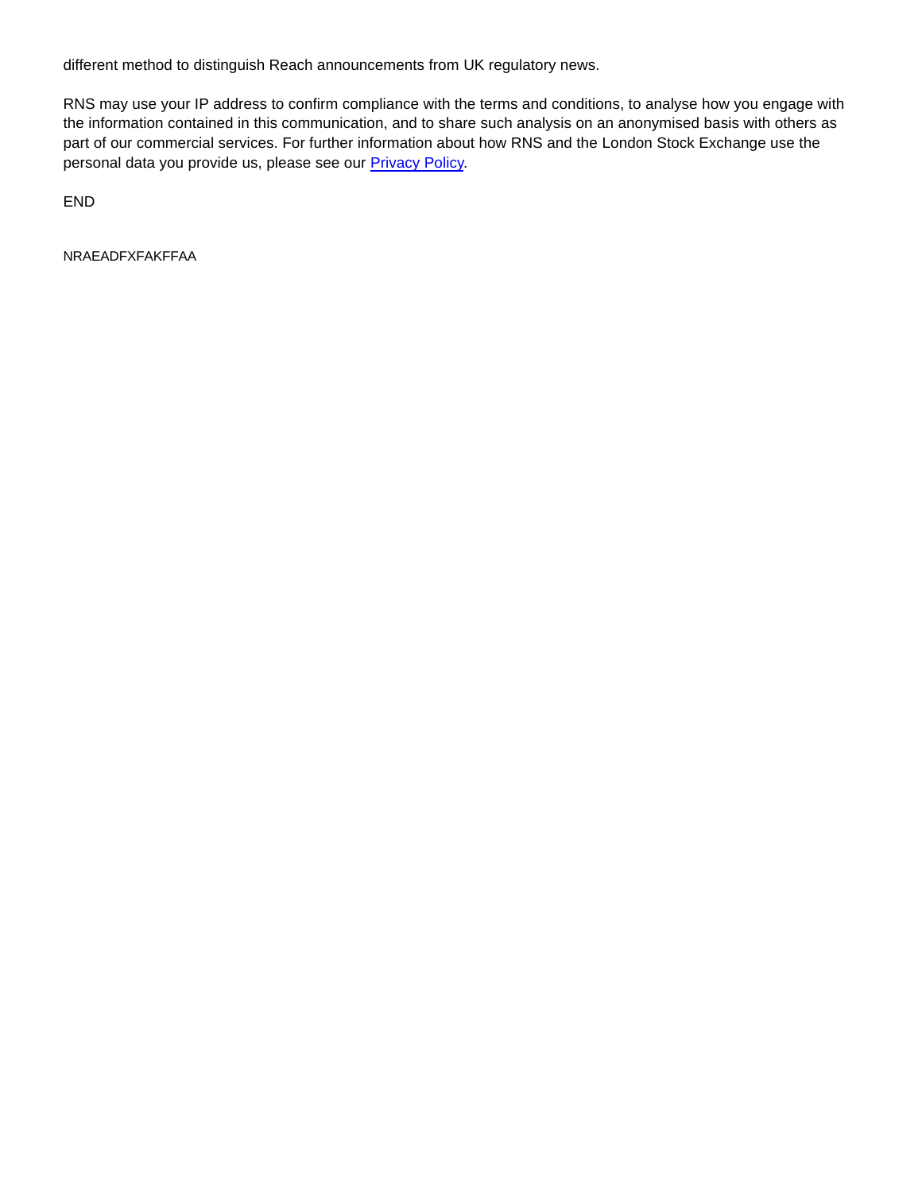different method to distinguish Reach announcements from UK regulatory news.

RNS may use your IP address to confirm compliance with the terms and conditions, to analyse how you engage with the information contained in this communication, and to share such analysis on an anonymised basis with others as part of our commercial services. For further information about how RNS and the London Stock Exchange use the personal data you provide us, please see our Privacy Policy.

END

NRAEADFXFAKFFAA